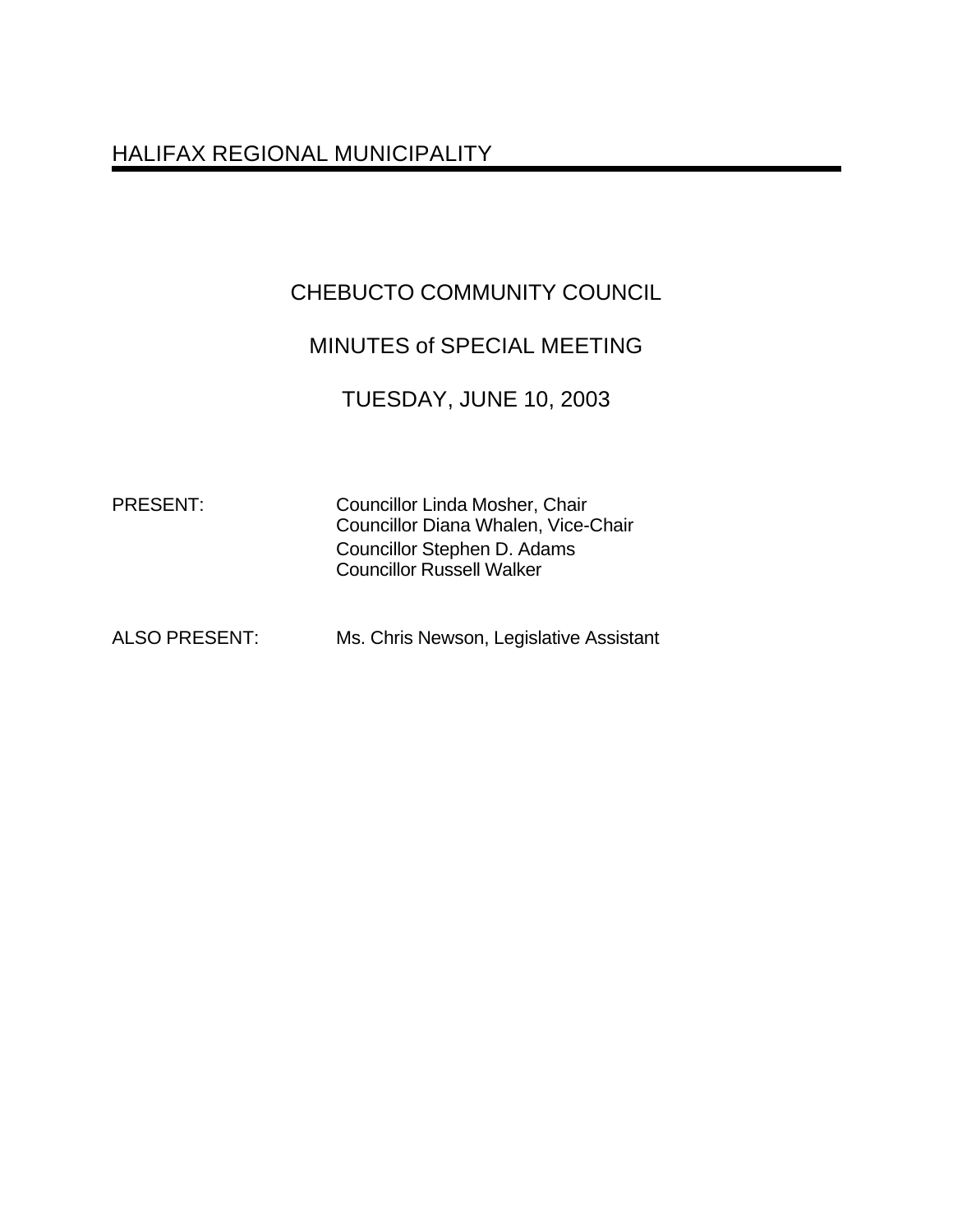# HALIFAX REGIONAL MUNICIPALITY

## CHEBUCTO COMMUNITY COUNCIL

## MINUTES of SPECIAL MEETING

## TUESDAY, JUNE 10, 2003

PRESENT: Councillor Linda Mosher, Chair
Councillor Diana Whalen, Vice-Chair
Councillor Stephen D. Adams
Councillor Russell Walker

ALSO PRESENT: Ms. Chris Newson, Legislative Assistant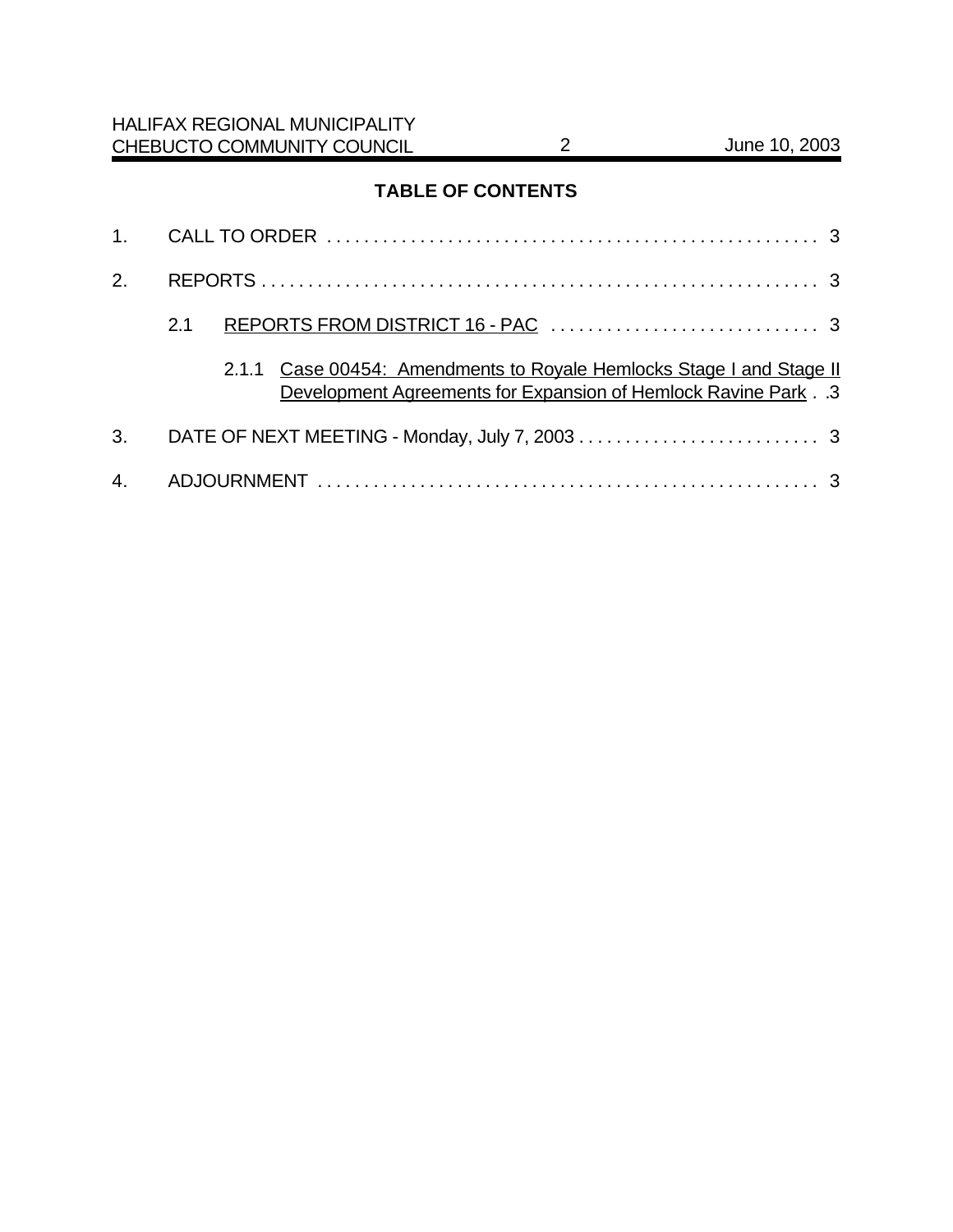## TABLE OF CONTENTS

1. CALL TO ORDER . . . . . . . . . . . . . . . . . . . . . . . . . . . . . . . . . . . . . . . . . . . . . . . . . . . . 3

2. REPORTS . . . . . . . . . . . . . . . . . . . . . . . . . . . . . . . . . . . . . . . . . . . . . . . . . . . . . . . . . . . 3

   2.1 <u>REPORTS FROM DISTRICT 16 - PAC</u> . . . . . . . . . . . . . . . . . . . . . . . . . . . . 3

      2.1.1 <u>Case 00454: Amendments to Royale Hemlocks Stage I and Stage II Development Agreements for Expansion of Hemlock Ravine Park</u> . . 3

3. DATE OF NEXT MEETING - Monday, July 7, 2003 . . . . . . . . . . . . . . . . . . . . . . . . . . 3

4. ADJOURNMENT . . . . . . . . . . . . . . . . . . . . . . . . . . . . . . . . . . . . . . . . . . . . . . . . . . . . . 3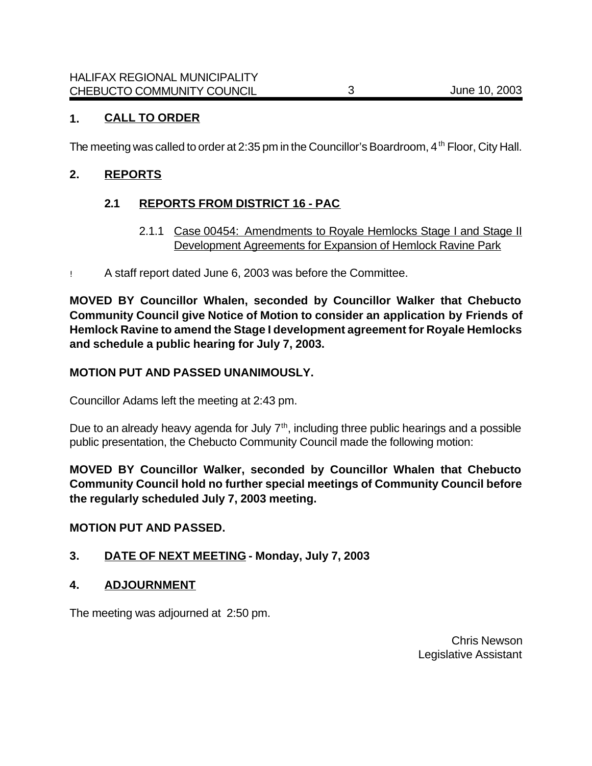## 1. CALL TO ORDER

The meeting was called to order at 2:35 pm in the Councillor's Boardroom, 4th Floor, City Hall.

## 2. REPORTS

### 2.1 REPORTS FROM DISTRICT 16 - PAC

2.1.1 Case 00454: Amendments to Royale Hemlocks Stage I and Stage II Development Agreements for Expansion of Hemlock Ravine Park

- A staff report dated June 6, 2003 was before the Committee.

**MOVED BY Councillor Whalen, seconded by Councillor Walker that Chebucto Community Council give Notice of Motion to consider an application by Friends of Hemlock Ravine to amend the Stage I development agreement for Royale Hemlocks and schedule a public hearing for July 7, 2003.**

**MOTION PUT AND PASSED UNANIMOUSLY.**

Councillor Adams left the meeting at 2:43 pm.

Due to an already heavy agenda for July 7th, including three public hearings and a possible public presentation, the Chebucto Community Council made the following motion:

**MOVED BY Councillor Walker, seconded by Councillor Whalen that Chebucto Community Council hold no further special meetings of Community Council before the regularly scheduled July 7, 2003 meeting.**

**MOTION PUT AND PASSED.**

## 3. DATE OF NEXT MEETING - Monday, July 7, 2003

## 4. ADJOURNMENT

The meeting was adjourned at 2:50 pm.

Chris Newson
Legislative Assistant